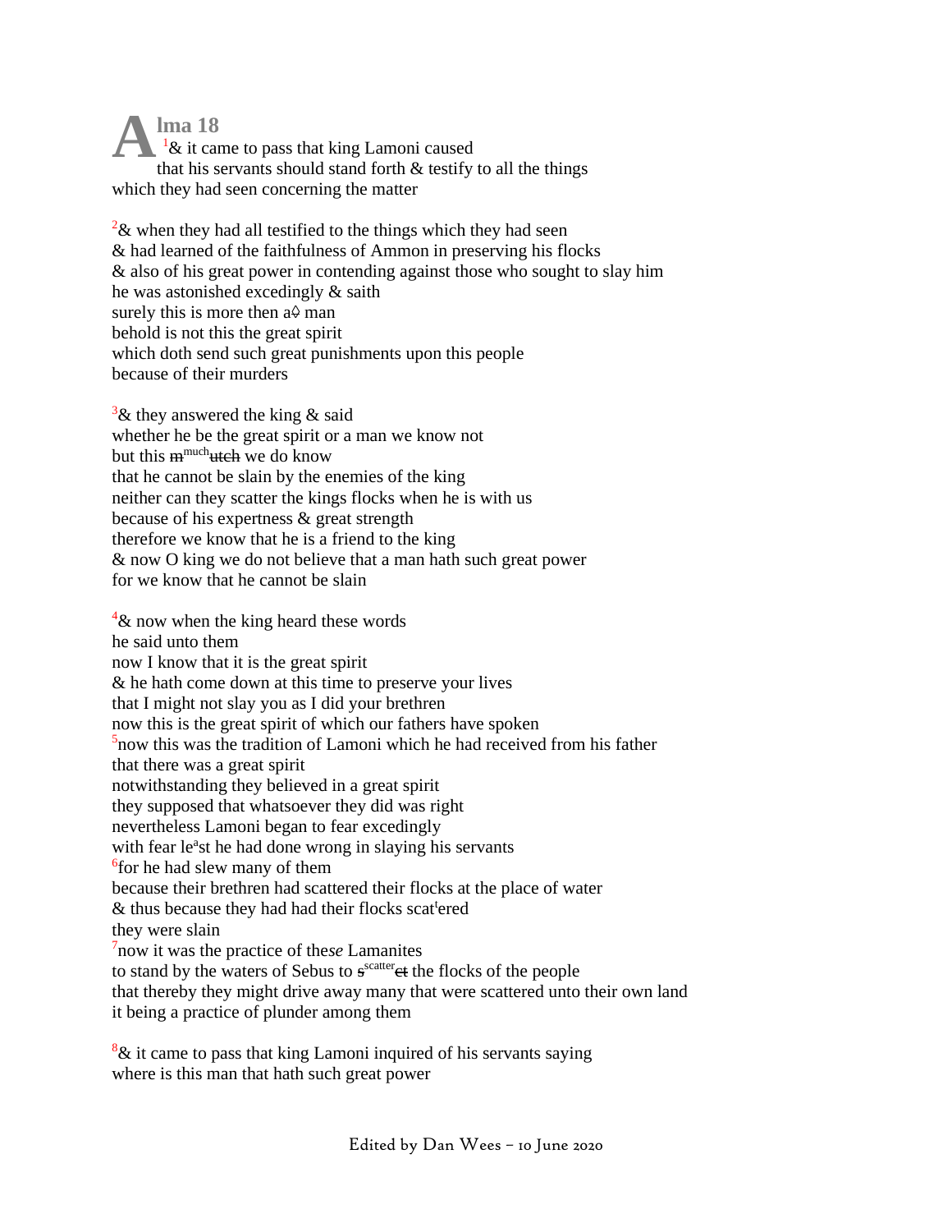# Alma 18

[1]& it came to pass that king Lamoni caused
that his servants should stand forth & testify to all the things
which they had seen concerning the matter

[2]& when they had all testified to the things which they had seen
& had learned of the faithfulness of Ammon in preserving his flocks
& also of his great power in contending against those who sought to slay him
he was astonished excedingly & saith
surely this is more then a♤ man
behold is not this the great spirit
which doth send such great punishments upon this people
because of their murders

[3]& they answered the king & said
whether he be the great spirit or a man we know not
but this ~~m~~[much]~~utch~~ we do know
that he cannot be slain by the enemies of the king
neither can they scatter the kings flocks when he is with us
because of his expertness & great strength
therefore we know that he is a friend to the king
& now O king we do not believe that a man hath such great power
for we know that he cannot be slain

[4]& now when the king heard these words
he said unto them
now I know that it is the great spirit
& he hath come down at this time to preserve your lives
that I might not slay you as I did your brethren
now this is the great spirit of which our fathers have spoken
[5]now this was the tradition of Lamoni which he had received from his father
that there was a great spirit
notwithstanding they believed in a great spirit
they supposed that whatsoever they did was right
nevertheless Lamoni began to fear excedingly
with fear le[a]st he had done wrong in slaying his servants
[6]for he had slew many of them
because their brethren had scattered their flocks at the place of water
& thus because they had had their flocks scat[t]ered
they were slain
[7]now it was the practice of thes*e* Lamanites
to stand by the waters of Sebus to ~~s~~[scatter]~~ct~~ the flocks of the people
that thereby they might drive away many that were scattered unto their own land
it being a practice of plunder among them

[8]& it came to pass that king Lamoni inquired of his servants saying
where is this man that hath such great power

Edited by Dan Wees – 10 June 2020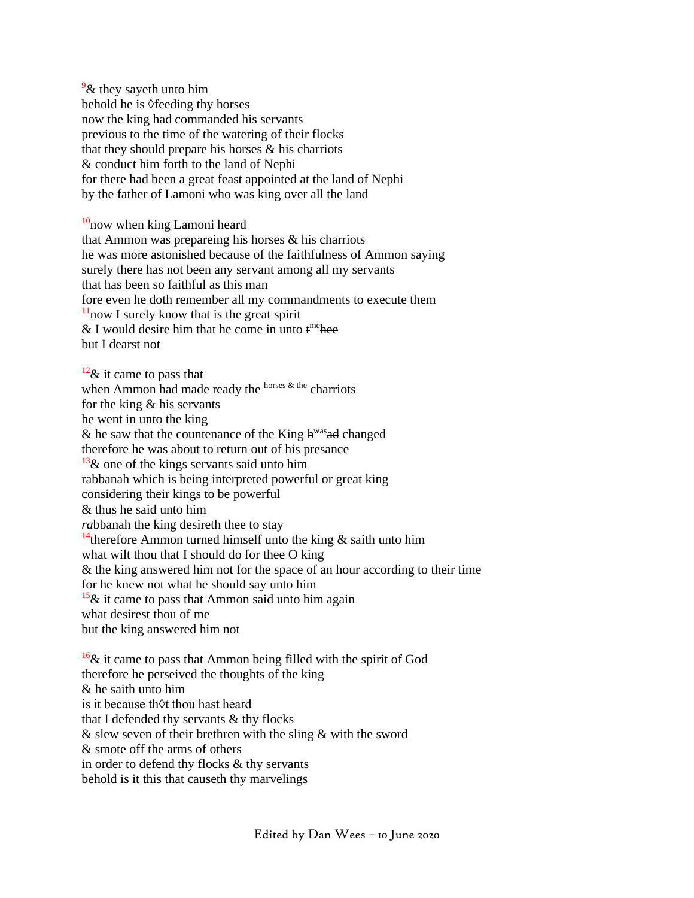[9]& they sayeth unto him
behold he is ◊feeding thy horses
now the king had commanded his servants
previous to the time of the watering of their flocks
that they should prepare his horses & his charriots
& conduct him forth to the land of Nephi
for there had been a great feast appointed at the land of Nephi
by the father of Lamoni who was king over all the land

[10]now when king Lamoni heard
that Ammon was prepareing his horses & his charriots
he was more astonished because of the faithfulness of Ammon saying
surely there has not been any servant among all my servants
that has been so faithful as this man
for~~e~~ even he doth remember all my commandments to execute them
[11]now I surely know that is the great spirit
& I would desire him that he come in unto ~~t~~[me]~~hee~~
but I dearst not

[12]& it came to pass that
when Ammon had made ready the [horses & the] charriots
for the king & his servants
he went in unto the king
& he saw that the countenance of the King ~~h~~[was]~~ad~~ changed
therefore he was about to return out of his presance
[13]& one of the kings servants said unto him
rabbanah which is being interpreted powerful or great king
considering their kings to be powerful
& thus he said unto him
*ra*bbanah the king desireth thee to stay
[14]therefore Ammon turned himself unto the king & saith unto him
what wilt thou that I should do for thee O king
& the king answered him not for the space of an hour according to their time
for he knew not what he should say unto him
[15]& it came to pass that Ammon said unto him again
what desirest thou of me
but the king answered him not

[16]& it came to pass that Ammon being filled with the spirit of God
therefore he perseived the thoughts of the king
& he saith unto him
is it because th◊t thou hast heard
that I defended thy servants & thy flocks
& slew seven of their brethren with the sling & with the sword
& smote off the arms of others
in order to defend thy flocks & thy servants
behold is it this that causeth thy marvelings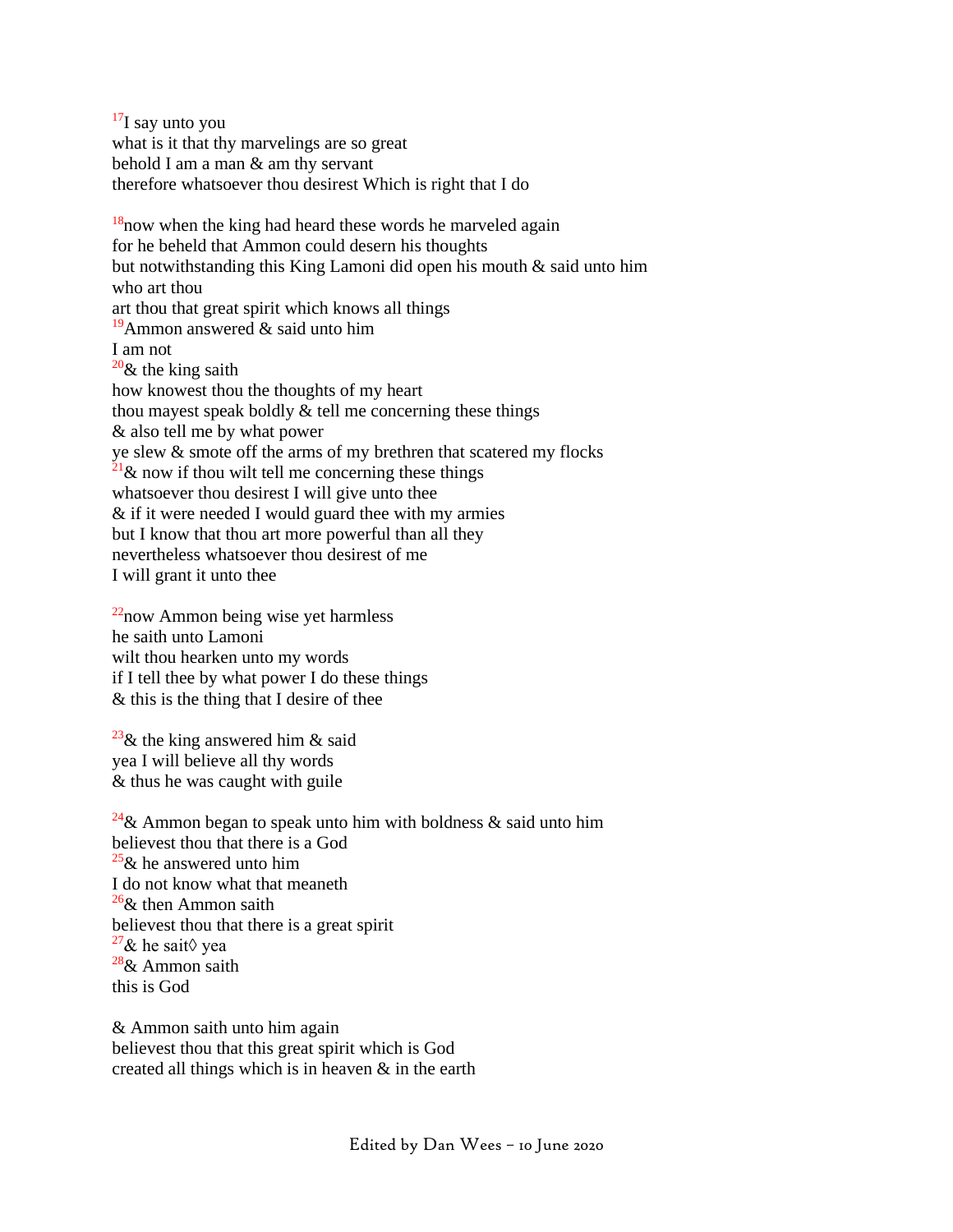[17]I say unto you
what is it that thy marvelings are so great
behold I am a man & am thy servant
therefore whatsoever thou desirest Which is right that I do

[18]now when the king had heard these words he marveled again
for he beheld that Ammon could desern his thoughts
but notwithstanding this King Lamoni did open his mouth & said unto him
who art thou
art thou that great spirit which knows all things
[19]Ammon answered & said unto him
I am not
[20]& the king saith
how knowest thou the thoughts of my heart
thou mayest speak boldly & tell me concerning these things
& also tell me by what power
ye slew & smote off the arms of my brethren that scatered my flocks
[21]& now if thou wilt tell me concerning these things
whatsoever thou desirest I will give unto thee
& if it were needed I would guard thee with my armies
but I know that thou art more powerful than all they
nevertheless whatsoever thou desirest of me
I will grant it unto thee

[22]now Ammon being wise yet harmless
he saith unto Lamoni
wilt thou hearken unto my words
if I tell thee by what power I do these things
& this is the thing that I desire of thee

[23]& the king answered him & said
yea I will believe all thy words
& thus he was caught with guile

[24]& Ammon began to speak unto him with boldness & said unto him
believest thou that there is a God
[25]& he answered unto him
I do not know what that meaneth
[26]& then Ammon saith
believest thou that there is a great spirit
[27]& he sait◊ yea
[28]& Ammon saith
this is God

& Ammon saith unto him again
believest thou that this great spirit which is God
created all things which is in heaven & in the earth

Edited by Dan Wees – 10 June 2020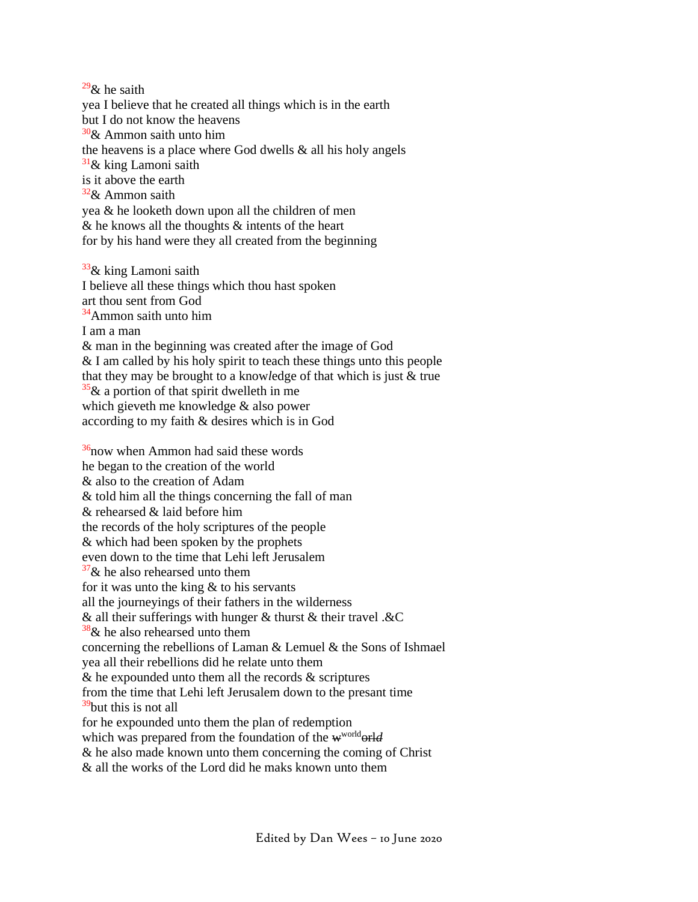[29]& he saith
yea I believe that he created all things which is in the earth
but I do not know the heavens
[30]& Ammon saith unto him
the heavens is a place where God dwells & all his holy angels
[31]& king Lamoni saith
is it above the earth
[32]& Ammon saith
yea & he looketh down upon all the children of men
& he knows all the thoughts & intents of the heart
for by his hand were they all created from the beginning

[33]& king Lamoni saith
I believe all these things which thou hast spoken
art thou sent from God
[34]Ammon saith unto him
I am a man
& man in the beginning was created after the image of God
& I am called by his holy spirit to teach these things unto this people
that they may be brought to a know*l*edge of that which is just & true
[35]& a portion of that spirit dwelleth in me
which gieveth me knowledge & also power
according to my faith & desires which is in God

[36]now when Ammon had said these words
he began to the creation of the world
& also to the creation of Adam
& told him all the things concerning the fall of man
& rehearsed & laid before him
the records of the holy scriptures of the people
& which had been spoken by the prophets
even down to the time that Lehi left Jerusalem
[37]& he also rehearsed unto them
for it was unto the king & to his servants
all the journeyings of their fathers in the wilderness
& all their sufferings with hunger & thurst & their travel .&C
[38]& he also rehearsed unto them
concerning the rebellions of Laman & Lemuel & the Sons of Ishmael
yea all their rebellions did he relate unto them
& he expounded unto them all the records & scriptures
from the time that Lehi left Jerusalem down to the presant time
[39]but this is not all
for he expounded unto them the plan of redemption
which was prepared from the foundation of the ~~w~~[world]~~orl~~*d*
& he also made known unto them concerning the coming of Christ
& all the works of the Lord did he maks known unto them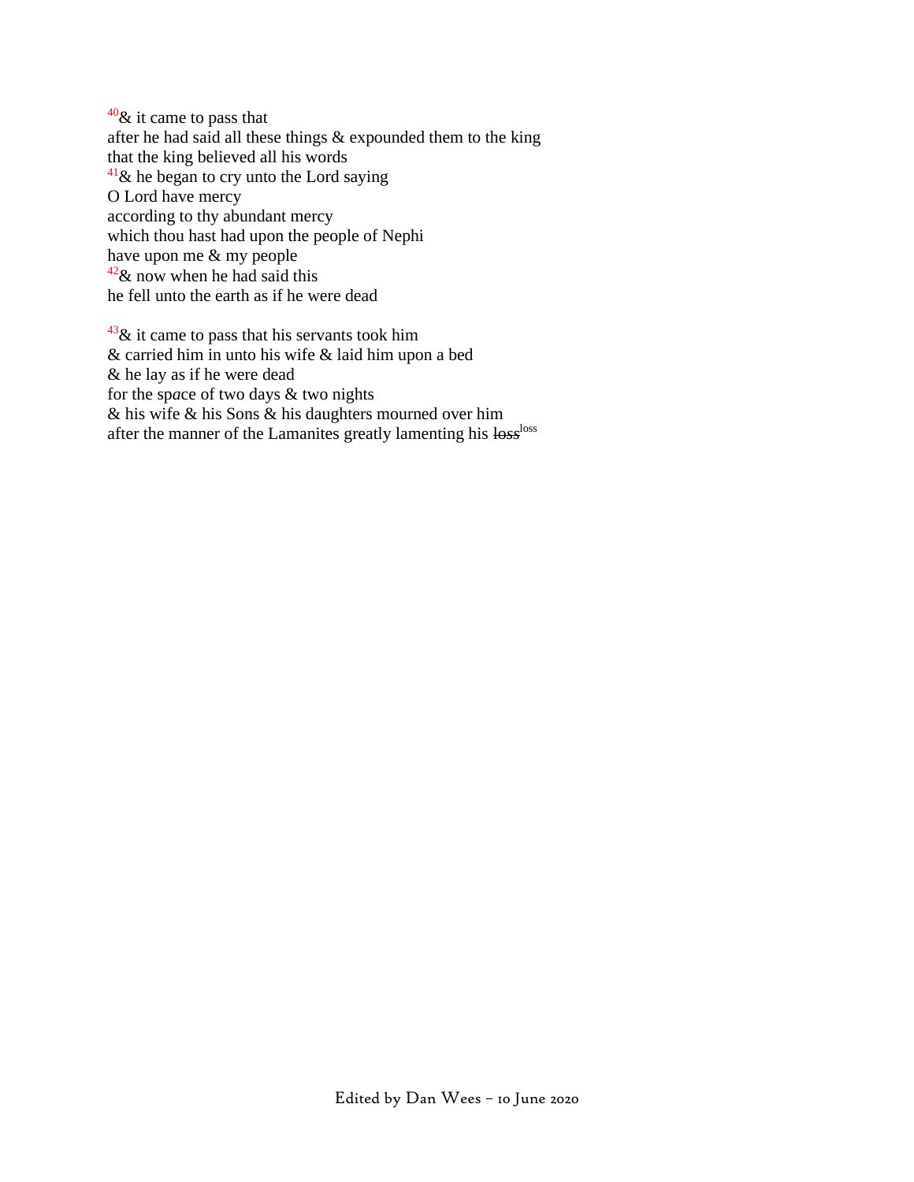[40]& it came to pass that  
after he had said all these things & expounded them to the king  
that the king believed all his words  
[41]& he began to cry unto the Lord saying  
O Lord have mercy  
according to thy abundant mercy  
which thou hast had upon the people of Nephi  
have upon me & my people  
[42]& now when he had said this  
he fell unto the earth as if he were dead

[43]& it came to pass that his servants took him  
& carried him in unto his wife & laid him upon a bed  
& he lay as if he were dead  
for the sp*a*ce of two days & two nights  
& his wife & his Sons & his daughters mourned over him  
after the manner of the Lamanites greatly lamenting his ~~lo*ss*~~ [loss]